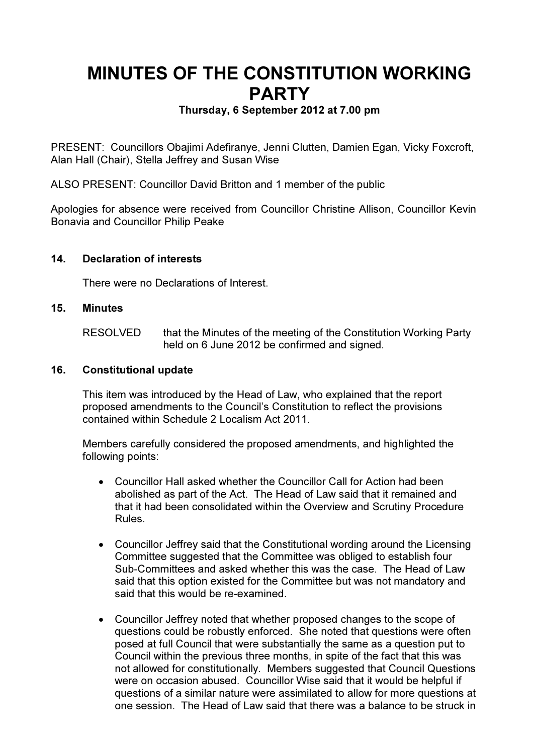# MINUTES OF THE CONSTITUTION WORKING PARTY

**Thursday, 6 September 2012 at 7.00 pm**

PRESENT: Councillors Obajimi Adefiranye, Jenni Clutten, Damien Egan, Vicky Foxcroft, Alan Hall (Chair), Stella Jeffrey and Susan Wise

ALSO PRESENT: Councillor David Britton and 1 member of the public

Apologies for absence were received from Councillor Christine Allison, Councillor Kevin Bonavia and Councillor Philip Peake

**14. Declaration of interests**

There were no Declarations of Interest.

**15. Minutes**

RESOLVED that the Minutes of the meeting of the Constitution Working Party held on 6 June 2012 be confirmed and signed.

**16. Constitutional update**

This item was introduced by the Head of Law, who explained that the report proposed amendments to the Council's Constitution to reflect the provisions contained within Schedule 2 Localism Act 2011.

Members carefully considered the proposed amendments, and highlighted the following points:

- Councillor Hall asked whether the Councillor Call for Action had been abolished as part of the Act. The Head of Law said that it remained and that it had been consolidated within the Overview and Scrutiny Procedure Rules.

- Councillor Jeffrey said that the Constitutional wording around the Licensing Committee suggested that the Committee was obliged to establish four Sub-Committees and asked whether this was the case. The Head of Law said that this option existed for the Committee but was not mandatory and said that this would be re-examined.

- Councillor Jeffrey noted that whether proposed changes to the scope of questions could be robustly enforced. She noted that questions were often posed at full Council that were substantially the same as a question put to Council within the previous three months, in spite of the fact that this was not allowed for constitutionally. Members suggested that Council Questions were on occasion abused. Councillor Wise said that it would be helpful if questions of a similar nature were assimilated to allow for more questions at one session. The Head of Law said that there was a balance to be struck in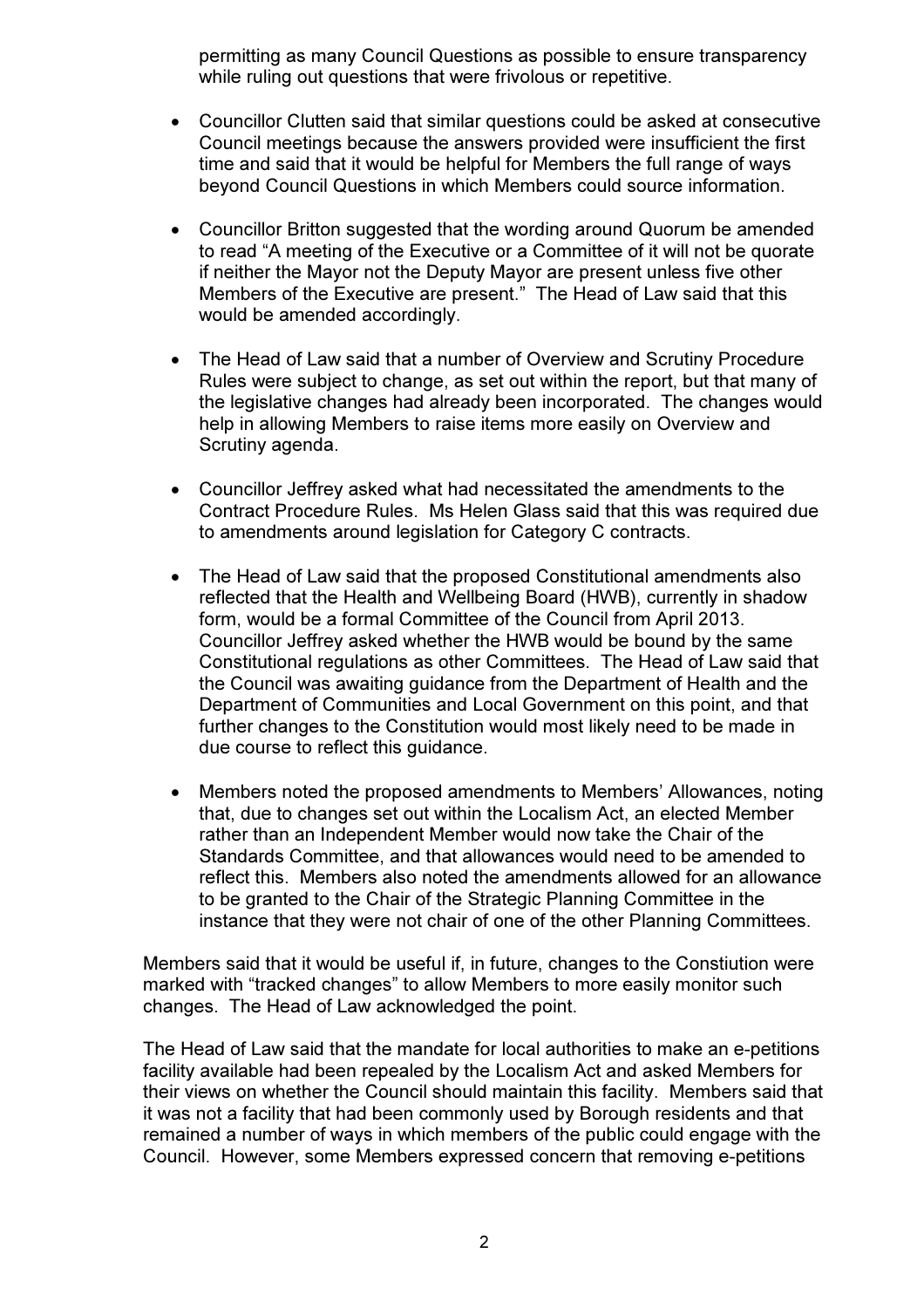permitting as many Council Questions as possible to ensure transparency while ruling out questions that were frivolous or repetitive.

- Councillor Clutten said that similar questions could be asked at consecutive Council meetings because the answers provided were insufficient the first time and said that it would be helpful for Members the full range of ways beyond Council Questions in which Members could source information.

- Councillor Britton suggested that the wording around Quorum be amended to read "A meeting of the Executive or a Committee of it will not be quorate if neither the Mayor not the Deputy Mayor are present unless five other Members of the Executive are present." The Head of Law said that this would be amended accordingly.

- The Head of Law said that a number of Overview and Scrutiny Procedure Rules were subject to change, as set out within the report, but that many of the legislative changes had already been incorporated. The changes would help in allowing Members to raise items more easily on Overview and Scrutiny agenda.

- Councillor Jeffrey asked what had necessitated the amendments to the Contract Procedure Rules. Ms Helen Glass said that this was required due to amendments around legislation for Category C contracts.

- The Head of Law said that the proposed Constitutional amendments also reflected that the Health and Wellbeing Board (HWB), currently in shadow form, would be a formal Committee of the Council from April 2013. Councillor Jeffrey asked whether the HWB would be bound by the same Constitutional regulations as other Committees. The Head of Law said that the Council was awaiting guidance from the Department of Health and the Department of Communities and Local Government on this point, and that further changes to the Constitution would most likely need to be made in due course to reflect this guidance.

- Members noted the proposed amendments to Members' Allowances, noting that, due to changes set out within the Localism Act, an elected Member rather than an Independent Member would now take the Chair of the Standards Committee, and that allowances would need to be amended to reflect this. Members also noted the amendments allowed for an allowance to be granted to the Chair of the Strategic Planning Committee in the instance that they were not chair of one of the other Planning Committees.

Members said that it would be useful if, in future, changes to the Constiution were marked with "tracked changes" to allow Members to more easily monitor such changes. The Head of Law acknowledged the point.

The Head of Law said that the mandate for local authorities to make an e-petitions facility available had been repealed by the Localism Act and asked Members for their views on whether the Council should maintain this facility. Members said that it was not a facility that had been commonly used by Borough residents and that remained a number of ways in which members of the public could engage with the Council. However, some Members expressed concern that removing e-petitions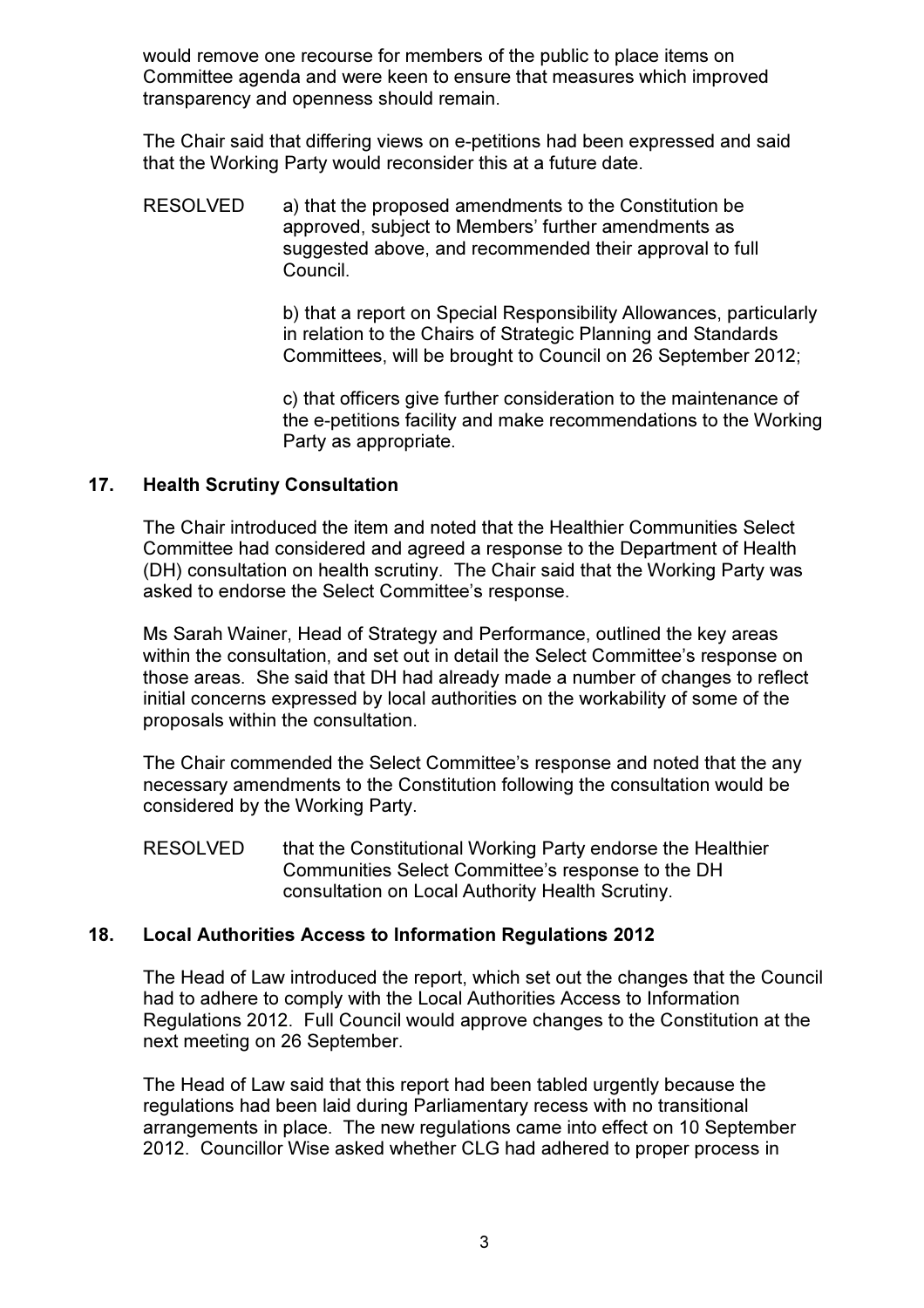would remove one recourse for members of the public to place items on Committee agenda and were keen to ensure that measures which improved transparency and openness should remain.

The Chair said that differing views on e-petitions had been expressed and said that the Working Party would reconsider this at a future date.

RESOLVED a) that the proposed amendments to the Constitution be approved, subject to Members' further amendments as suggested above, and recommended their approval to full Council.

b) that a report on Special Responsibility Allowances, particularly in relation to the Chairs of Strategic Planning and Standards Committees, will be brought to Council on 26 September 2012;

c) that officers give further consideration to the maintenance of the e-petitions facility and make recommendations to the Working Party as appropriate.

## 17. Health Scrutiny Consultation

The Chair introduced the item and noted that the Healthier Communities Select Committee had considered and agreed a response to the Department of Health (DH) consultation on health scrutiny. The Chair said that the Working Party was asked to endorse the Select Committee's response.

Ms Sarah Wainer, Head of Strategy and Performance, outlined the key areas within the consultation, and set out in detail the Select Committee's response on those areas. She said that DH had already made a number of changes to reflect initial concerns expressed by local authorities on the workability of some of the proposals within the consultation.

The Chair commended the Select Committee's response and noted that the any necessary amendments to the Constitution following the consultation would be considered by the Working Party.

RESOLVED that the Constitutional Working Party endorse the Healthier Communities Select Committee's response to the DH consultation on Local Authority Health Scrutiny.

## 18. Local Authorities Access to Information Regulations 2012

The Head of Law introduced the report, which set out the changes that the Council had to adhere to comply with the Local Authorities Access to Information Regulations 2012. Full Council would approve changes to the Constitution at the next meeting on 26 September.

The Head of Law said that this report had been tabled urgently because the regulations had been laid during Parliamentary recess with no transitional arrangements in place. The new regulations came into effect on 10 September 2012. Councillor Wise asked whether CLG had adhered to proper process in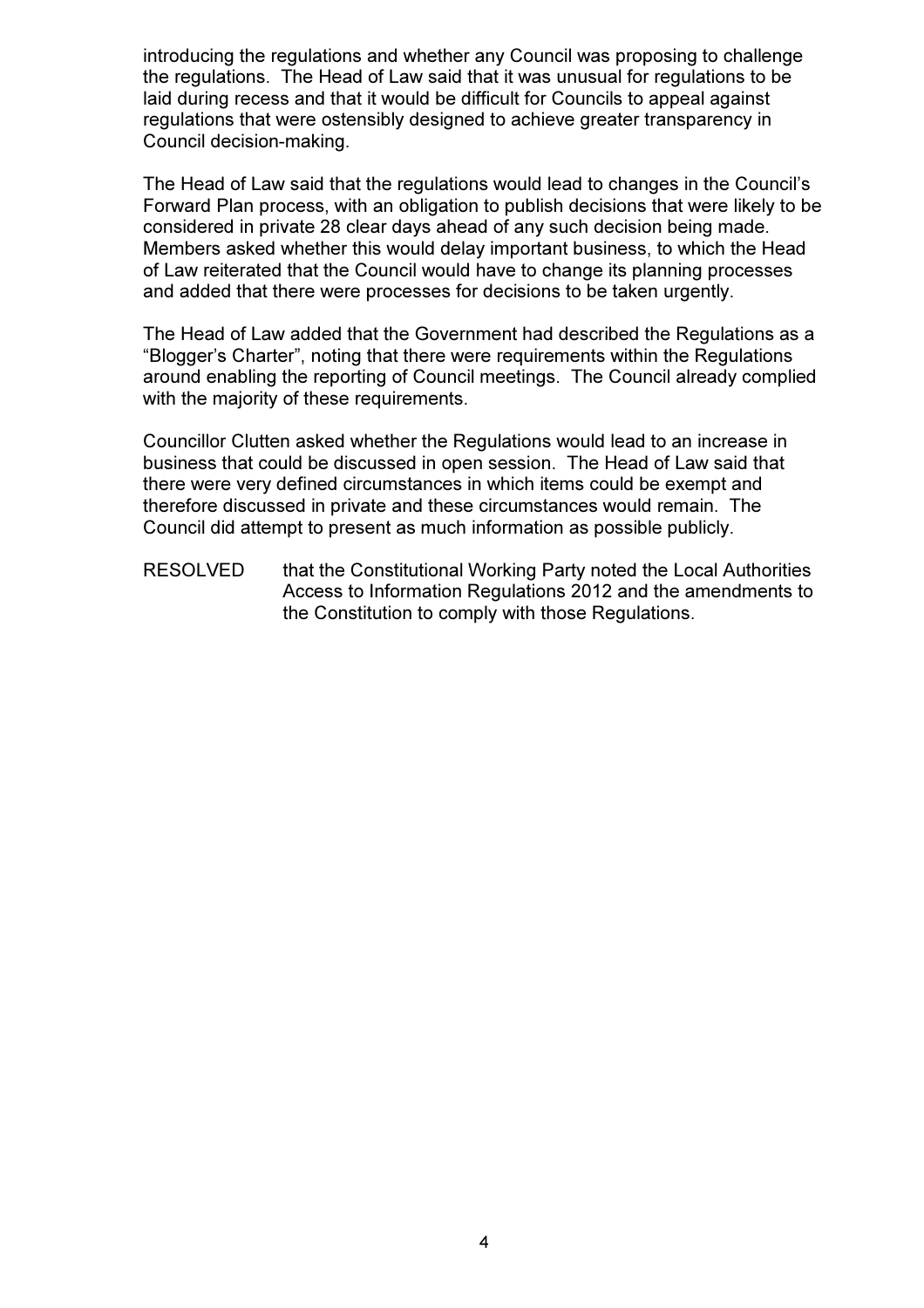introducing the regulations and whether any Council was proposing to challenge the regulations. The Head of Law said that it was unusual for regulations to be laid during recess and that it would be difficult for Councils to appeal against regulations that were ostensibly designed to achieve greater transparency in Council decision-making.

The Head of Law said that the regulations would lead to changes in the Council's Forward Plan process, with an obligation to publish decisions that were likely to be considered in private 28 clear days ahead of any such decision being made. Members asked whether this would delay important business, to which the Head of Law reiterated that the Council would have to change its planning processes and added that there were processes for decisions to be taken urgently.

The Head of Law added that the Government had described the Regulations as a "Blogger's Charter", noting that there were requirements within the Regulations around enabling the reporting of Council meetings. The Council already complied with the majority of these requirements.

Councillor Clutten asked whether the Regulations would lead to an increase in business that could be discussed in open session. The Head of Law said that there were very defined circumstances in which items could be exempt and therefore discussed in private and these circumstances would remain. The Council did attempt to present as much information as possible publicly.

RESOLVED that the Constitutional Working Party noted the Local Authorities Access to Information Regulations 2012 and the amendments to the Constitution to comply with those Regulations.